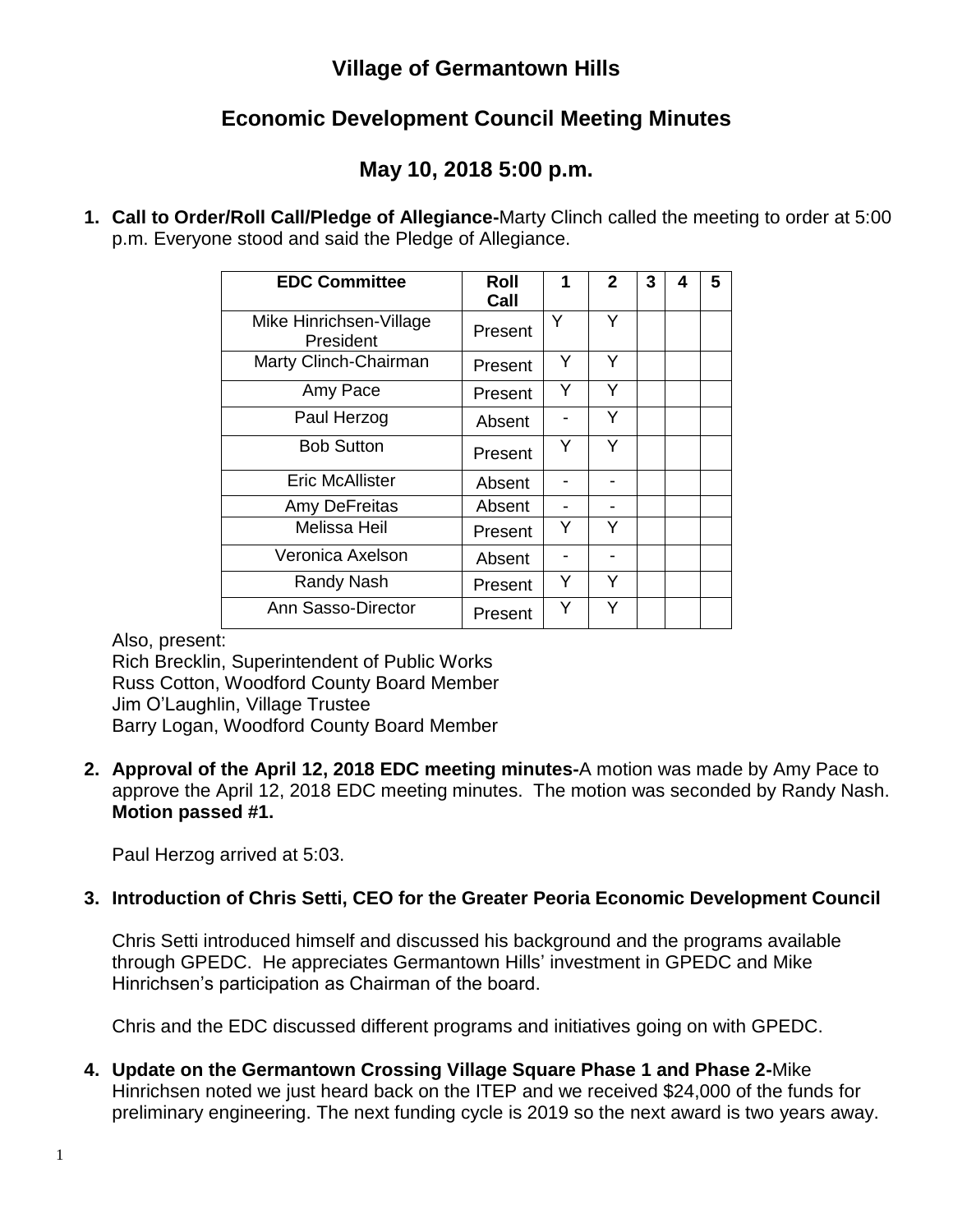# Village of Germantown Hills

## Economic Development Council Meeting Minutes

## May 10, 2018 5:00 p.m.

1. **Call to Order/Roll Call/Pledge of Allegiance-**Marty Clinch called the meeting to order at 5:00 p.m. Everyone stood and said the Pledge of Allegiance.

| EDC Committee | Roll Call | 1 | 2 | 3 | 4 | 5 |
|---|---|---|---|---|---|---|
| Mike Hinrichsen-Village President | Present | Y | Y | | | |
| Marty Clinch-Chairman | Present | Y | Y | | | |
| Amy Pace | Present | Y | Y | | | |
| Paul Herzog | Absent | - | Y | | | |
| Bob Sutton | Present | Y | Y | | | |
| Eric McAllister | Absent | - | - | | | |
| Amy DeFreitas | Absent | - | - | | | |
| Melissa Heil | Present | Y | Y | | | |
| Veronica Axelson | Absent | - | - | | | |
| Randy Nash | Present | Y | Y | | | |
| Ann Sasso-Director | Present | Y | Y | | | |

Also, present:
Rich Brecklin, Superintendent of Public Works
Russ Cotton, Woodford County Board Member
Jim O'Laughlin, Village Trustee
Barry Logan, Woodford County Board Member

2. **Approval of the April 12, 2018 EDC meeting minutes-**A motion was made by Amy Pace to approve the April 12, 2018 EDC meeting minutes. The motion was seconded by Randy Nash. **Motion passed #1.**

   Paul Herzog arrived at 5:03.

3. **Introduction of Chris Setti, CEO for the Greater Peoria Economic Development Council**

   Chris Setti introduced himself and discussed his background and the programs available through GPEDC. He appreciates Germantown Hills' investment in GPEDC and Mike Hinrichsen's participation as Chairman of the board.

   Chris and the EDC discussed different programs and initiatives going on with GPEDC.

4. **Update on the Germantown Crossing Village Square Phase 1 and Phase 2-**Mike Hinrichsen noted we just heard back on the ITEP and we received $24,000 of the funds for preliminary engineering. The next funding cycle is 2019 so the next award is two years away.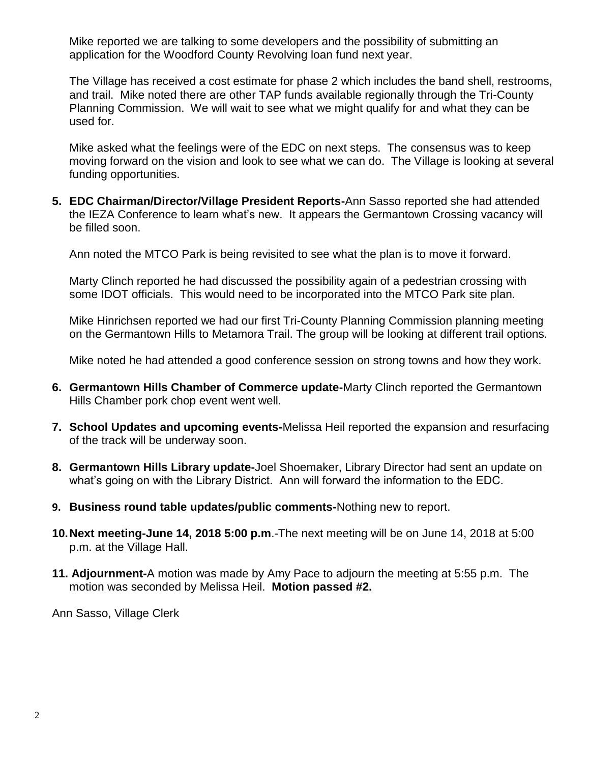Mike reported we are talking to some developers and the possibility of submitting an application for the Woodford County Revolving loan fund next year.

The Village has received a cost estimate for phase 2 which includes the band shell, restrooms, and trail. Mike noted there are other TAP funds available regionally through the Tri-County Planning Commission. We will wait to see what we might qualify for and what they can be used for.

Mike asked what the feelings were of the EDC on next steps. The consensus was to keep moving forward on the vision and look to see what we can do. The Village is looking at several funding opportunities.

5. **EDC Chairman/Director/Village President Reports-**Ann Sasso reported she had attended the IEZA Conference to learn what's new. It appears the Germantown Crossing vacancy will be filled soon.

   Ann noted the MTCO Park is being revisited to see what the plan is to move it forward.

   Marty Clinch reported he had discussed the possibility again of a pedestrian crossing with some IDOT officials. This would need to be incorporated into the MTCO Park site plan.

   Mike Hinrichsen reported we had our first Tri-County Planning Commission planning meeting on the Germantown Hills to Metamora Trail. The group will be looking at different trail options.

   Mike noted he had attended a good conference session on strong towns and how they work.

6. **Germantown Hills Chamber of Commerce update-**Marty Clinch reported the Germantown Hills Chamber pork chop event went well.

7. **School Updates and upcoming events-**Melissa Heil reported the expansion and resurfacing of the track will be underway soon.

8. **Germantown Hills Library update-**Joel Shoemaker, Library Director had sent an update on what's going on with the Library District. Ann will forward the information to the EDC.

9. **Business round table updates/public comments-**Nothing new to report.

10. **Next meeting-June 14, 2018 5:00 p.m**.-The next meeting will be on June 14, 2018 at 5:00 p.m. at the Village Hall.

11. **Adjournment-**A motion was made by Amy Pace to adjourn the meeting at 5:55 p.m. The motion was seconded by Melissa Heil. **Motion passed #2.**

Ann Sasso, Village Clerk